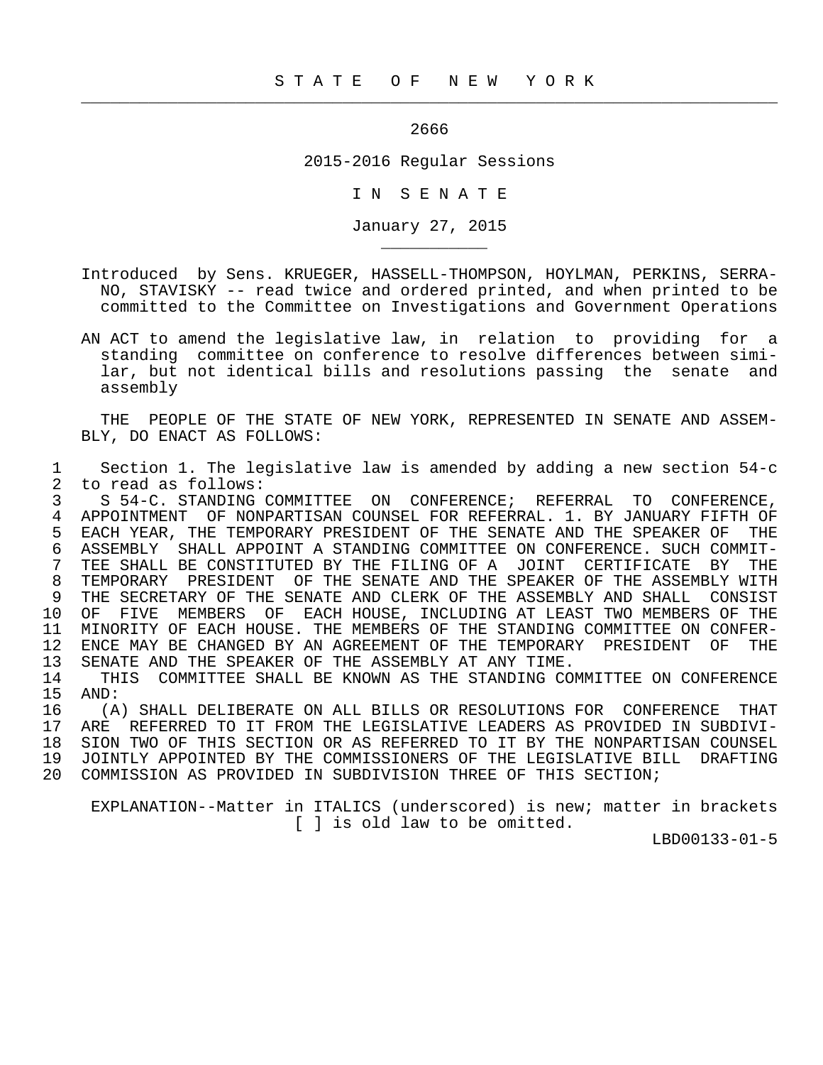S T A T E O F N E W Y O R K

2666

2015-2016 Regular Sessions

I N S E N A T E

January 27, 2015

Introduced by Sens. KRUEGER, HASSELL-THOMPSON, HOYLMAN, PERKINS, SERRANO, STAVISKY -- read twice and ordered printed, and when printed to be committed to the Committee on Investigations and Government Operations

AN ACT to amend the legislative law, in relation to providing for a standing committee on conference to resolve differences between similar, but not identical bills and resolutions passing the senate and assembly

THE PEOPLE OF THE STATE OF NEW YORK, REPRESENTED IN SENATE AND ASSEMBLY, DO ENACT AS FOLLOWS:

1 Section 1. The legislative law is amended by adding a new section 54-c
2 to read as follows:
3 S 54-C. STANDING COMMITTEE ON CONFERENCE; REFERRAL TO CONFERENCE,
4 APPOINTMENT OF NONPARTISAN COUNSEL FOR REFERRAL. 1. BY JANUARY FIFTH OF
5 EACH YEAR, THE TEMPORARY PRESIDENT OF THE SENATE AND THE SPEAKER OF THE
6 ASSEMBLY SHALL APPOINT A STANDING COMMITTEE ON CONFERENCE. SUCH COMMIT-
7 TEE SHALL BE CONSTITUTED BY THE FILING OF A JOINT CERTIFICATE BY THE
8 TEMPORARY PRESIDENT OF THE SENATE AND THE SPEAKER OF THE ASSEMBLY WITH
9 THE SECRETARY OF THE SENATE AND CLERK OF THE ASSEMBLY AND SHALL CONSIST
10 OF FIVE MEMBERS OF EACH HOUSE, INCLUDING AT LEAST TWO MEMBERS OF THE
11 MINORITY OF EACH HOUSE. THE MEMBERS OF THE STANDING COMMITTEE ON CONFER-
12 ENCE MAY BE CHANGED BY AN AGREEMENT OF THE TEMPORARY PRESIDENT OF THE
13 SENATE AND THE SPEAKER OF THE ASSEMBLY AT ANY TIME.
14 THIS COMMITTEE SHALL BE KNOWN AS THE STANDING COMMITTEE ON CONFERENCE
15 AND:
16 (A) SHALL DELIBERATE ON ALL BILLS OR RESOLUTIONS FOR CONFERENCE THAT
17 ARE REFERRED TO IT FROM THE LEGISLATIVE LEADERS AS PROVIDED IN SUBDIVI-
18 SION TWO OF THIS SECTION OR AS REFERRED TO IT BY THE NONPARTISAN COUNSEL
19 JOINTLY APPOINTED BY THE COMMISSIONERS OF THE LEGISLATIVE BILL DRAFTING
20 COMMISSION AS PROVIDED IN SUBDIVISION THREE OF THIS SECTION;

EXPLANATION--Matter in ITALICS (underscored) is new; matter in brackets [ ] is old law to be omitted.

LBD00133-01-5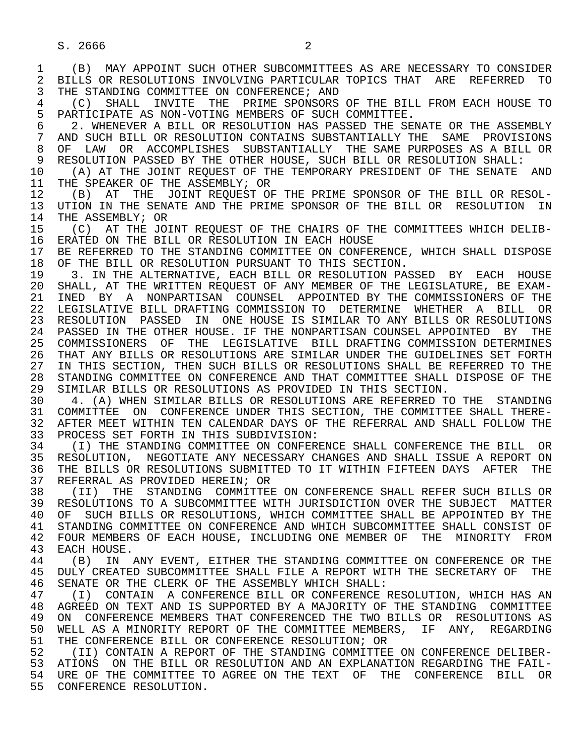(B) MAY APPOINT SUCH OTHER SUBCOMMITTEES AS ARE NECESSARY TO CONSIDER BILLS OR RESOLUTIONS INVOLVING PARTICULAR TOPICS THAT ARE REFERRED TO THE STANDING COMMITTEE ON CONFERENCE; AND

(C) SHALL INVITE THE PRIME SPONSORS OF THE BILL FROM EACH HOUSE TO PARTICIPATE AS NON-VOTING MEMBERS OF SUCH COMMITTEE.

2. WHENEVER A BILL OR RESOLUTION HAS PASSED THE SENATE OR THE ASSEMBLY AND SUCH BILL OR RESOLUTION CONTAINS SUBSTANTIALLY THE SAME PROVISIONS OF LAW OR ACCOMPLISHES SUBSTANTIALLY THE SAME PURPOSES AS A BILL OR RESOLUTION PASSED BY THE OTHER HOUSE, SUCH BILL OR RESOLUTION SHALL:

(A) AT THE JOINT REQUEST OF THE TEMPORARY PRESIDENT OF THE SENATE AND THE SPEAKER OF THE ASSEMBLY; OR

(B) AT THE JOINT REQUEST OF THE PRIME SPONSOR OF THE BILL OR RESOLUTION IN THE SENATE AND THE PRIME SPONSOR OF THE BILL OR RESOLUTION IN THE ASSEMBLY; OR

(C) AT THE JOINT REQUEST OF THE CHAIRS OF THE COMMITTEES WHICH DELIBERATED ON THE BILL OR RESOLUTION IN EACH HOUSE

BE REFERRED TO THE STANDING COMMITTEE ON CONFERENCE, WHICH SHALL DISPOSE OF THE BILL OR RESOLUTION PURSUANT TO THIS SECTION.

3. IN THE ALTERNATIVE, EACH BILL OR RESOLUTION PASSED BY EACH HOUSE SHALL, AT THE WRITTEN REQUEST OF ANY MEMBER OF THE LEGISLATURE, BE EXAMINED BY A NONPARTISAN COUNSEL APPOINTED BY THE COMMISSIONERS OF THE LEGISLATIVE BILL DRAFTING COMMISSION TO DETERMINE WHETHER A BILL OR RESOLUTION PASSED IN ONE HOUSE IS SIMILAR TO ANY BILLS OR RESOLUTIONS PASSED IN THE OTHER HOUSE. IF THE NONPARTISAN COUNSEL APPOINTED BY THE COMMISSIONERS OF THE LEGISLATIVE BILL DRAFTING COMMISSION DETERMINES THAT ANY BILLS OR RESOLUTIONS ARE SIMILAR UNDER THE GUIDELINES SET FORTH IN THIS SECTION, THEN SUCH BILLS OR RESOLUTIONS SHALL BE REFERRED TO THE STANDING COMMITTEE ON CONFERENCE AND THAT COMMITTEE SHALL DISPOSE OF THE SIMILAR BILLS OR RESOLUTIONS AS PROVIDED IN THIS SECTION.

4. (A) WHEN SIMILAR BILLS OR RESOLUTIONS ARE REFERRED TO THE STANDING COMMITTEE ON CONFERENCE UNDER THIS SECTION, THE COMMITTEE SHALL THEREAFTER MEET WITHIN TEN CALENDAR DAYS OF THE REFERRAL AND SHALL FOLLOW THE PROCESS SET FORTH IN THIS SUBDIVISION:

(I) THE STANDING COMMITTEE ON CONFERENCE SHALL CONFERENCE THE BILL OR RESOLUTION, NEGOTIATE ANY NECESSARY CHANGES AND SHALL ISSUE A REPORT ON THE BILLS OR RESOLUTIONS SUBMITTED TO IT WITHIN FIFTEEN DAYS AFTER THE REFERRAL AS PROVIDED HEREIN; OR

(II) THE STANDING COMMITTEE ON CONFERENCE SHALL REFER SUCH BILLS OR RESOLUTIONS TO A SUBCOMMITTEE WITH JURISDICTION OVER THE SUBJECT MATTER OF SUCH BILLS OR RESOLUTIONS, WHICH COMMITTEE SHALL BE APPOINTED BY THE STANDING COMMITTEE ON CONFERENCE AND WHICH SUBCOMMITTEE SHALL CONSIST OF FOUR MEMBERS OF EACH HOUSE, INCLUDING ONE MEMBER OF THE MINORITY FROM EACH HOUSE.

(B) IN ANY EVENT, EITHER THE STANDING COMMITTEE ON CONFERENCE OR THE DULY CREATED SUBCOMMITTEE SHALL FILE A REPORT WITH THE SECRETARY OF THE SENATE OR THE CLERK OF THE ASSEMBLY WHICH SHALL:

(I) CONTAIN A CONFERENCE BILL OR CONFERENCE RESOLUTION, WHICH HAS AN AGREED ON TEXT AND IS SUPPORTED BY A MAJORITY OF THE STANDING COMMITTEE ON CONFERENCE MEMBERS THAT CONFERENCED THE TWO BILLS OR RESOLUTIONS AS WELL AS A MINORITY REPORT OF THE COMMITTEE MEMBERS, IF ANY, REGARDING THE CONFERENCE BILL OR CONFERENCE RESOLUTION; OR

(II) CONTAIN A REPORT OF THE STANDING COMMITTEE ON CONFERENCE DELIBERATIONS ON THE BILL OR RESOLUTION AND AN EXPLANATION REGARDING THE FAILURE OF THE COMMITTEE TO AGREE ON THE TEXT OF THE CONFERENCE BILL OR CONFERENCE RESOLUTION.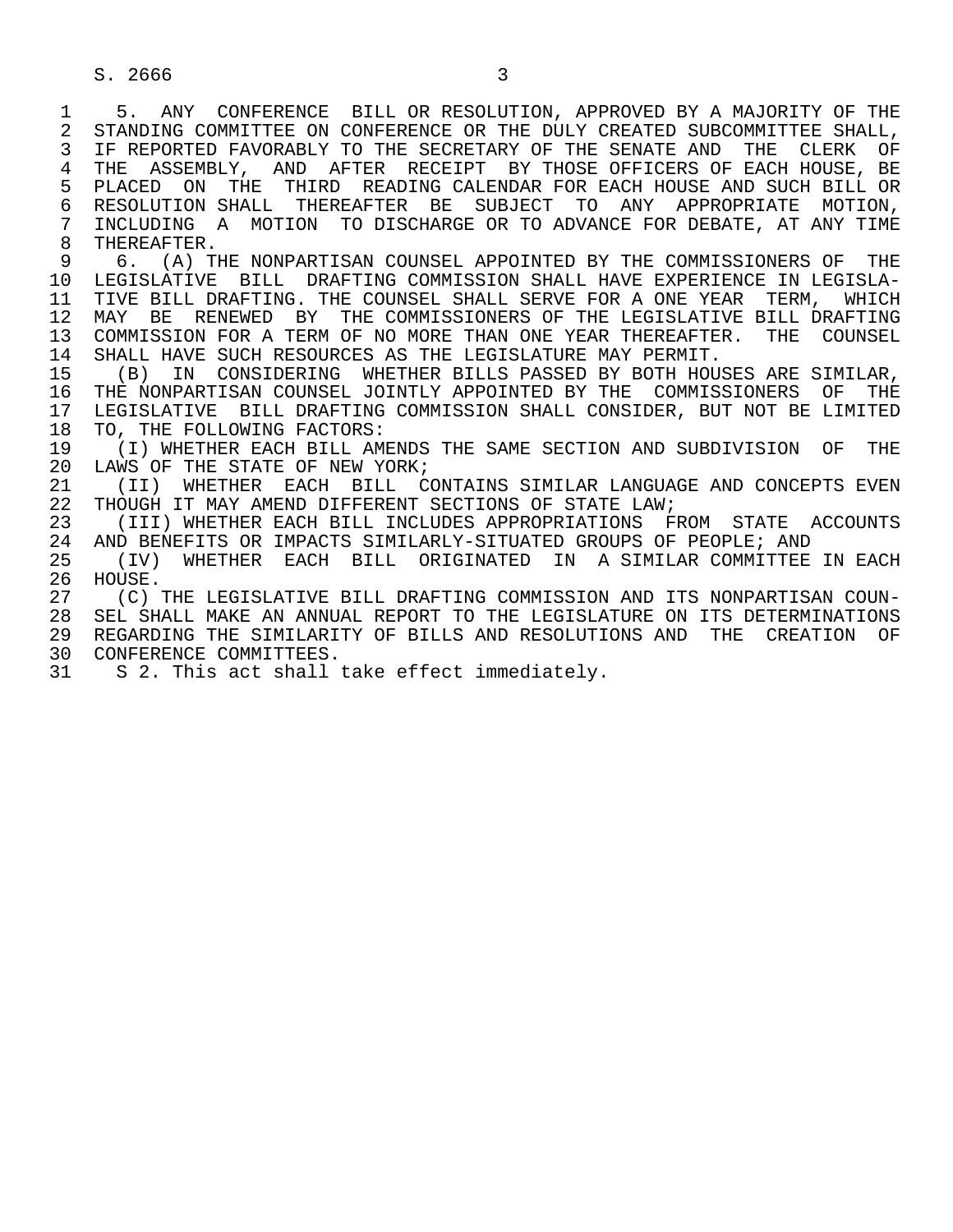5. ANY CONFERENCE BILL OR RESOLUTION, APPROVED BY A MAJORITY OF THE STANDING COMMITTEE ON CONFERENCE OR THE DULY CREATED SUBCOMMITTEE SHALL, IF REPORTED FAVORABLY TO THE SECRETARY OF THE SENATE AND THE CLERK OF THE ASSEMBLY, AND AFTER RECEIPT BY THOSE OFFICERS OF EACH HOUSE, BE PLACED ON THE THIRD READING CALENDAR FOR EACH HOUSE AND SUCH BILL OR RESOLUTION SHALL THEREAFTER BE SUBJECT TO ANY APPROPRIATE MOTION, INCLUDING A MOTION TO DISCHARGE OR TO ADVANCE FOR DEBATE, AT ANY TIME THEREAFTER.

6. (A) THE NONPARTISAN COUNSEL APPOINTED BY THE COMMISSIONERS OF THE LEGISLATIVE BILL DRAFTING COMMISSION SHALL HAVE EXPERIENCE IN LEGISLATIVE BILL DRAFTING. THE COUNSEL SHALL SERVE FOR A ONE YEAR TERM, WHICH MAY BE RENEWED BY THE COMMISSIONERS OF THE LEGISLATIVE BILL DRAFTING COMMISSION FOR A TERM OF NO MORE THAN ONE YEAR THEREAFTER. THE COUNSEL SHALL HAVE SUCH RESOURCES AS THE LEGISLATURE MAY PERMIT.

(B) IN CONSIDERING WHETHER BILLS PASSED BY BOTH HOUSES ARE SIMILAR, THE NONPARTISAN COUNSEL JOINTLY APPOINTED BY THE COMMISSIONERS OF THE LEGISLATIVE BILL DRAFTING COMMISSION SHALL CONSIDER, BUT NOT BE LIMITED TO, THE FOLLOWING FACTORS:

(I) WHETHER EACH BILL AMENDS THE SAME SECTION AND SUBDIVISION OF THE LAWS OF THE STATE OF NEW YORK;

(II) WHETHER EACH BILL CONTAINS SIMILAR LANGUAGE AND CONCEPTS EVEN THOUGH IT MAY AMEND DIFFERENT SECTIONS OF STATE LAW;

(III) WHETHER EACH BILL INCLUDES APPROPRIATIONS FROM STATE ACCOUNTS AND BENEFITS OR IMPACTS SIMILARLY-SITUATED GROUPS OF PEOPLE; AND

(IV) WHETHER EACH BILL ORIGINATED IN A SIMILAR COMMITTEE IN EACH HOUSE.

(C) THE LEGISLATIVE BILL DRAFTING COMMISSION AND ITS NONPARTISAN COUNSEL SHALL MAKE AN ANNUAL REPORT TO THE LEGISLATURE ON ITS DETERMINATIONS REGARDING THE SIMILARITY OF BILLS AND RESOLUTIONS AND THE CREATION OF CONFERENCE COMMITTEES.

S 2. This act shall take effect immediately.